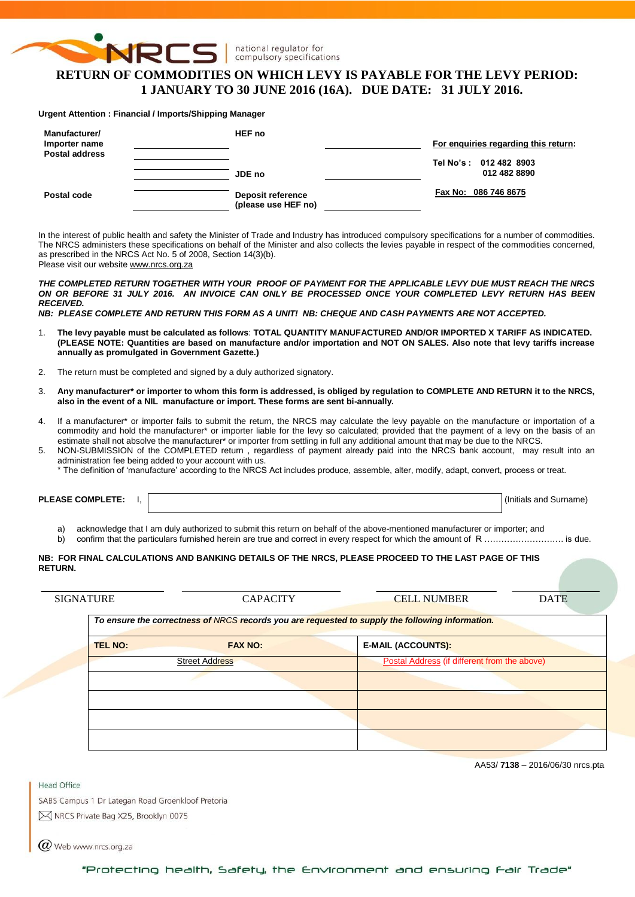NRCS | national regulator for compulsory specifications

# RETURN OF COMMODITIES ON WHICH LEVY IS PAYABLE FOR THE LEVY PERIOD: 1 JANUARY TO 30 JUNE 2016 (16A). DUE DATE: 31 JULY 2016.

**Urgent Attention : Financial / Imports/Shipping Manager**

| | | | | |
|---|---|---|---|---|
| **Manufacturer/ Importer name Postal address** | | **HEF no** | | **For enquiries regarding this return:** |
| | | **JDE no** | | **Tel No's : 012 482 8903 012 482 8890** |
| **Postal code** | | **Deposit reference (please use HEF no)** | | **Fax No: 086 746 8675** |

In the interest of public health and safety the Minister of Trade and Industry has introduced compulsory specifications for a number of commodities. The NRCS administers these specifications on behalf of the Minister and also collects the levies payable in respect of the commodities concerned, as prescribed in the NRCS Act No. 5 of 2008, Section 14(3)(b).
Please visit our website www.nrcs.org.za

***THE COMPLETED RETURN TOGETHER WITH YOUR PROOF OF PAYMENT FOR THE APPLICABLE LEVY DUE MUST REACH THE NRCS ON OR BEFORE 31 JULY 2016. AN INVOICE CAN ONLY BE PROCESSED ONCE YOUR COMPLETED LEVY RETURN HAS BEEN RECEIVED.***
***NB: PLEASE COMPLETE AND RETURN THIS FORM AS A UNIT! NB: CHEQUE AND CASH PAYMENTS ARE NOT ACCEPTED.***

1. **The levy payable must be calculated as follows**: **TOTAL QUANTITY MANUFACTURED AND/OR IMPORTED X TARIFF AS INDICATED. (PLEASE NOTE: Quantities are based on manufacture and/or importation and NOT ON SALES. Also note that levy tariffs increase annually as promulgated in Government Gazette.)**
2. The return must be completed and signed by a duly authorized signatory.
3. **Any manufacturer\* or importer to whom this form is addressed, is obliged by regulation to COMPLETE AND RETURN it to the NRCS, also in the event of a NIL manufacture or import. These forms are sent bi-annually.**
4. If a manufacturer\* or importer fails to submit the return, the NRCS may calculate the levy payable on the manufacture or importation of a commodity and hold the manufacturer\* or importer liable for the levy so calculated; provided that the payment of a levy on the basis of an estimate shall not absolve the manufacturer\* or importer from settling in full any additional amount that may be due to the NRCS.
5. NON-SUBMISSION of the COMPLETED return , regardless of payment already paid into the NRCS bank account, may result into an administration fee being added to your account with us.
   \* The definition of 'manufacture' according to the NRCS Act includes produce, assemble, alter, modify, adapt, convert, process or treat.

**PLEASE COMPLETE:** I, \_\_\_\_\_\_\_\_\_\_\_\_\_\_\_\_\_\_\_\_\_\_\_\_\_\_\_\_ (Initials and Surname)

a) acknowledge that I am duly authorized to submit this return on behalf of the above-mentioned manufacturer or importer; and
b) confirm that the particulars furnished herein are true and correct in every respect for which the amount of R ………………………. is due.

**NB: FOR FINAL CALCULATIONS AND BANKING DETAILS OF THE NRCS, PLEASE PROCEED TO THE LAST PAGE OF THIS RETURN.**

| SIGNATURE | CAPACITY | CELL NUMBER | DATE |
|---|---|---|---|
| | | | |

***To ensure the correctness of NRCS records you are requested to supply the following information.***

| **TEL NO:** **FAX NO:** | **E-MAIL (ACCOUNTS):** |
|---|---|
| Street Address | Postal Address (if different from the above) |
| | |
| | |
| | |
| | |

AA53/ **7138** – 2016/06/30 nrcs.pta

Head Office
SABS Campus 1 Dr Lategan Road Groenkloof Pretoria
NRCS Private Bag X25, Brooklyn 0075
Web www.nrcs.org.za

"Protecting health, Safety, the Environment and ensuring Fair Trade"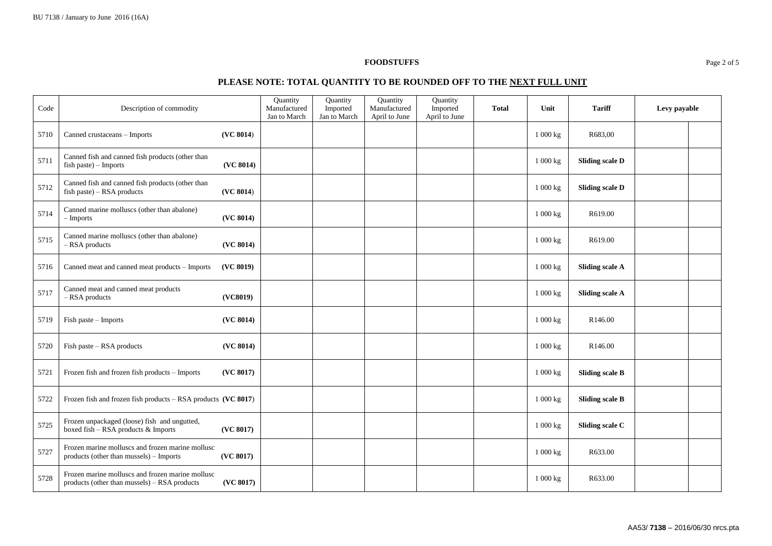**FOODSTUFFS**

## PLEASE NOTE: TOTAL QUANTITY TO BE ROUNDED OFF TO THE NEXT FULL UNIT

| Code | Description of commodity | Quantity Manufactured Jan to March | Quantity Imported Jan to March | Quantity Manufactured April to June | Quantity Imported April to June | Total | Unit | Tariff | Levy payable | |
|---|---|---|---|---|---|---|---|---|---|---|
| 5710 | Canned crustaceans – Imports **(VC 8014)** | | | | | | 1 000 kg | R683,00 | | |
| 5711 | Canned fish and canned fish products (other than fish paste) – Imports **(VC 8014)** | | | | | | 1 000 kg | **Sliding scale D** | | |
| 5712 | Canned fish and canned fish products (other than fish paste) – RSA products **(VC 8014)** | | | | | | 1 000 kg | **Sliding scale D** | | |
| 5714 | Canned marine molluscs (other than abalone) – Imports **(VC 8014)** | | | | | | 1 000 kg | R619.00 | | |
| 5715 | Canned marine molluscs (other than abalone) – RSA products **(VC 8014)** | | | | | | 1 000 kg | R619.00 | | |
| 5716 | Canned meat and canned meat products – Imports **(VC 8019)** | | | | | | 1 000 kg | **Sliding scale A** | | |
| 5717 | Canned meat and canned meat products – RSA products **(VC8019)** | | | | | | 1 000 kg | **Sliding scale A** | | |
| 5719 | Fish paste – Imports **(VC 8014)** | | | | | | 1 000 kg | R146.00 | | |
| 5720 | Fish paste – RSA products **(VC 8014)** | | | | | | 1 000 kg | R146.00 | | |
| 5721 | Frozen fish and frozen fish products – Imports **(VC 8017)** | | | | | | 1 000 kg | **Sliding scale B** | | |
| 5722 | Frozen fish and frozen fish products – RSA products **(VC 8017)** | | | | | | 1 000 kg | **Sliding scale B** | | |
| 5725 | Frozen unpackaged (loose) fish and ungutted, boxed fish – RSA products & Imports **(VC 8017)** | | | | | | 1 000 kg | **Sliding scale C** | | |
| 5727 | Frozen marine molluscs and frozen marine mollusc products (other than mussels) – Imports **(VC 8017)** | | | | | | 1 000 kg | R633.00 | | |
| 5728 | Frozen marine molluscs and frozen marine mollusc products (other than mussels) – RSA products **(VC 8017)** | | | | | | 1 000 kg | R633.00 | | |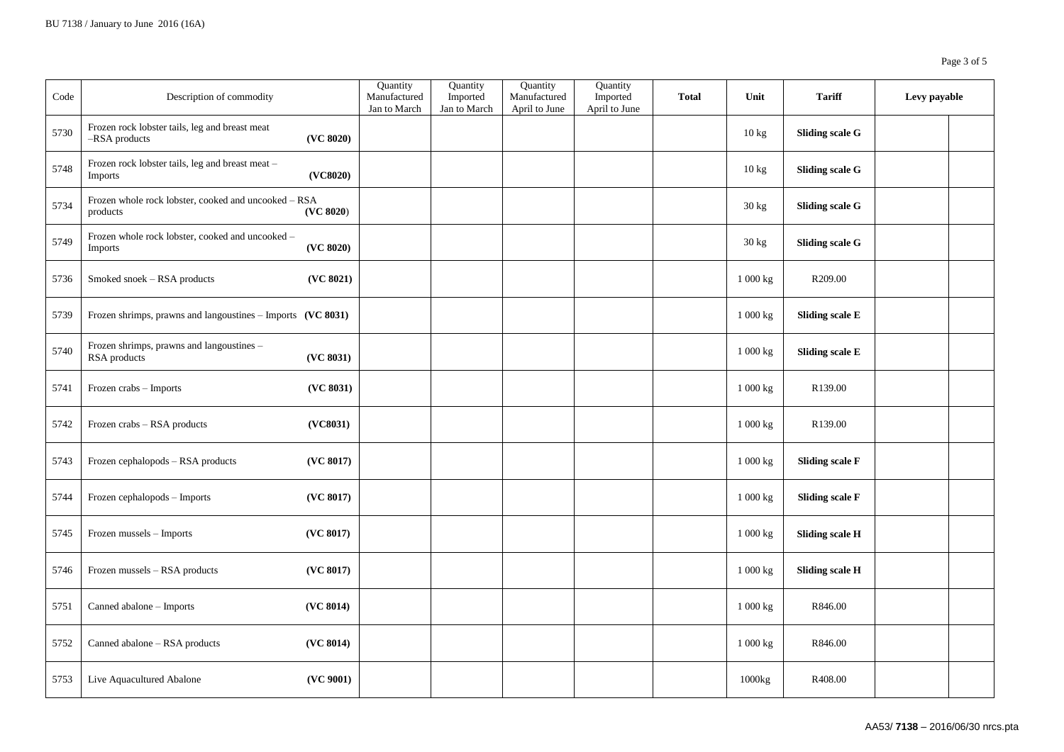| Code | Description of commodity | Quantity Manufactured Jan to March | Quantity Imported Jan to March | Quantity Manufactured April to June | Quantity Imported April to June | **Total** | **Unit** | **Tariff** | **Levy payable** | |
|---|---|---|---|---|---|---|---|---|---|---|
| 5730 | Frozen rock lobster tails, leg and breast meat –RSA products **(VC 8020)** | | | | | | 10 kg | **Sliding scale G** | | |
| 5748 | Frozen rock lobster tails, leg and breast meat – Imports **(VC8020)** | | | | | | 10 kg | **Sliding scale G** | | |
| 5734 | Frozen whole rock lobster, cooked and uncooked – RSA products **(VC 8020)** | | | | | | 30 kg | **Sliding scale G** | | |
| 5749 | Frozen whole rock lobster, cooked and uncooked – Imports **(VC 8020)** | | | | | | 30 kg | **Sliding scale G** | | |
| 5736 | Smoked snoek – RSA products **(VC 8021)** | | | | | | 1 000 kg | R209.00 | | |
| 5739 | Frozen shrimps, prawns and langoustines – Imports **(VC 8031)** | | | | | | 1 000 kg | **Sliding scale E** | | |
| 5740 | Frozen shrimps, prawns and langoustines – RSA products **(VC 8031)** | | | | | | 1 000 kg | **Sliding scale E** | | |
| 5741 | Frozen crabs – Imports **(VC 8031)** | | | | | | 1 000 kg | R139.00 | | |
| 5742 | Frozen crabs – RSA products **(VC8031)** | | | | | | 1 000 kg | R139.00 | | |
| 5743 | Frozen cephalopods – RSA products **(VC 8017)** | | | | | | 1 000 kg | **Sliding scale F** | | |
| 5744 | Frozen cephalopods – Imports **(VC 8017)** | | | | | | 1 000 kg | **Sliding scale F** | | |
| 5745 | Frozen mussels – Imports **(VC 8017)** | | | | | | 1 000 kg | **Sliding scale H** | | |
| 5746 | Frozen mussels – RSA products **(VC 8017)** | | | | | | 1 000 kg | **Sliding scale H** | | |
| 5751 | Canned abalone – Imports **(VC 8014)** | | | | | | 1 000 kg | R846.00 | | |
| 5752 | Canned abalone – RSA products **(VC 8014)** | | | | | | 1 000 kg | R846.00 | | |
| 5753 | Live Aquacultured Abalone **(VC 9001)** | | | | | | 1000kg | R408.00 | | |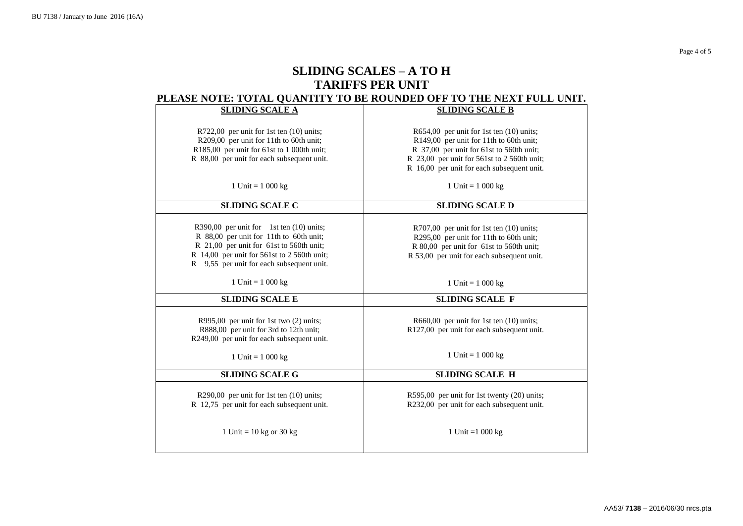# SLIDING SCALES – A TO H
# TARIFFS PER UNIT

## PLEASE NOTE: TOTAL QUANTITY TO BE ROUNDED OFF TO THE NEXT FULL UNIT.

| **SLIDING SCALE A** | **SLIDING SCALE B** |
| --- | --- |
| R722,00 per unit for 1st ten (10) units;<br>R209,00 per unit for 11th to 60th unit;<br>R185,00 per unit for 61st to 1 000th unit;<br>R 88,00 per unit for each subsequent unit.<br><br>1 Unit = 1 000 kg | R654,00 per unit for 1st ten (10) units;<br>R149,00 per unit for 11th to 60th unit;<br>R 37,00 per unit for 61st to 560th unit;<br>R 23,00 per unit for 561st to 2 560th unit;<br>R 16,00 per unit for each subsequent unit.<br><br>1 Unit = 1 000 kg |
| **SLIDING SCALE C** | **SLIDING SCALE D** |
| R390,00 per unit for 1st ten (10) units;<br>R 88,00 per unit for 11th to 60th unit;<br>R 21,00 per unit for 61st to 560th unit;<br>R 14,00 per unit for 561st to 2 560th unit;<br>R 9,55 per unit for each subsequent unit.<br><br>1 Unit = 1 000 kg | R707,00 per unit for 1st ten (10) units;<br>R295,00 per unit for 11th to 60th unit;<br>R 80,00 per unit for 61st to 560th unit;<br>R 53,00 per unit for each subsequent unit.<br><br>1 Unit = 1 000 kg |
| **SLIDING SCALE E** | **SLIDING SCALE F** |
| R995,00 per unit for 1st two (2) units;<br>R888,00 per unit for 3rd to 12th unit;<br>R249,00 per unit for each subsequent unit.<br><br>1 Unit = 1 000 kg | R660,00 per unit for 1st ten (10) units;<br>R127,00 per unit for each subsequent unit.<br><br>1 Unit = 1 000 kg |
| **SLIDING SCALE G** | **SLIDING SCALE H** |
| R290,00 per unit for 1st ten (10) units;<br>R 12,75 per unit for each subsequent unit.<br><br>1 Unit = 10 kg or 30 kg | R595,00 per unit for 1st twenty (20) units;<br>R232,00 per unit for each subsequent unit.<br><br>1 Unit =1 000 kg |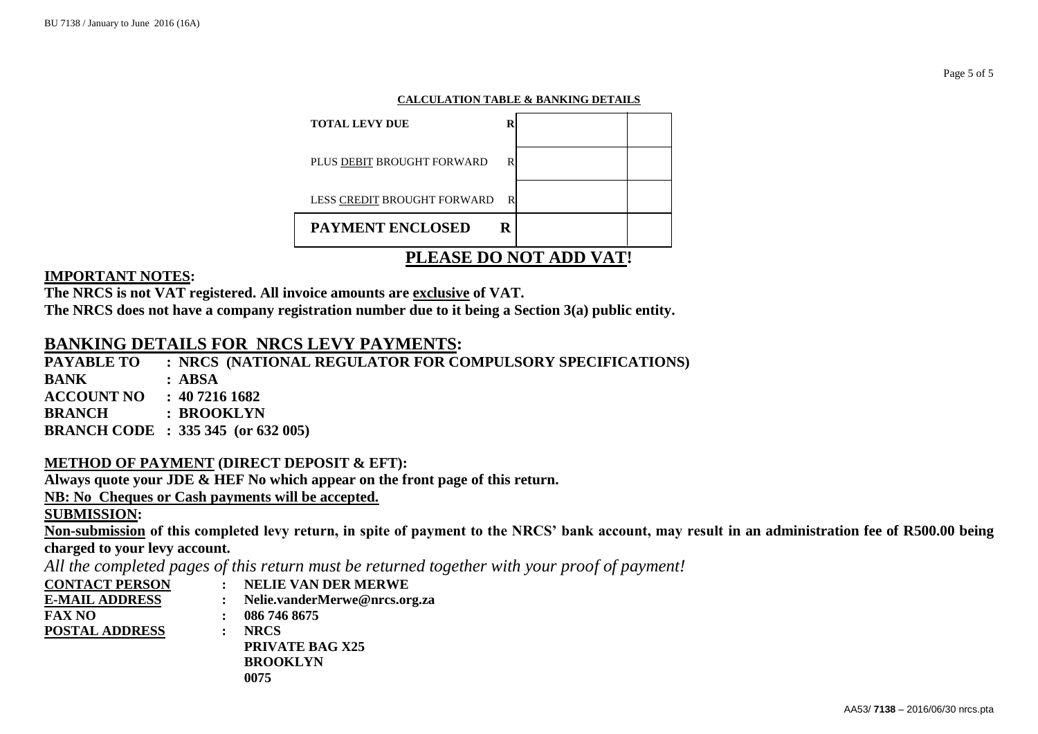**CALCULATION TABLE & BANKING DETAILS**

| | | |
|---|---|---|
| **TOTAL LEVY DUE** **R** | | |
| PLUS DEBIT BROUGHT FORWARD R | | |
| LESS CREDIT BROUGHT FORWARD R | | |
| **PAYMENT ENCLOSED R** | | |

## PLEASE DO NOT ADD VAT!

**IMPORTANT NOTES:**

**The NRCS is not VAT registered. All invoice amounts are exclusive of VAT.**
**The NRCS does not have a company registration number due to it being a Section 3(a) public entity.**

## BANKING DETAILS FOR NRCS LEVY PAYMENTS:

**PAYABLE TO : NRCS (NATIONAL REGULATOR FOR COMPULSORY SPECIFICATIONS)**
**BANK : ABSA**
**ACCOUNT NO : 40 7216 1682**
**BRANCH : BROOKLYN**
**BRANCH CODE : 335 345 (or 632 005)**

**METHOD OF PAYMENT (DIRECT DEPOSIT & EFT):**

**Always quote your JDE & HEF No which appear on the front page of this return.**

**NB: No Cheques or Cash payments will be accepted.**

**SUBMISSION:**

**Non-submission of this completed levy return, in spite of payment to the NRCS' bank account, may result in an administration fee of R500.00 being charged to your levy account.**

*All the completed pages of this return must be returned together with your proof of payment!*

**CONTACT PERSON : NELIE VAN DER MERWE**
**E-MAIL ADDRESS : Nelie.vanderMerwe@nrcs.org.za**
**FAX NO : 086 746 8675**
**POSTAL ADDRESS : NRCS**
**PRIVATE BAG X25**
**BROOKLYN**
**0075**